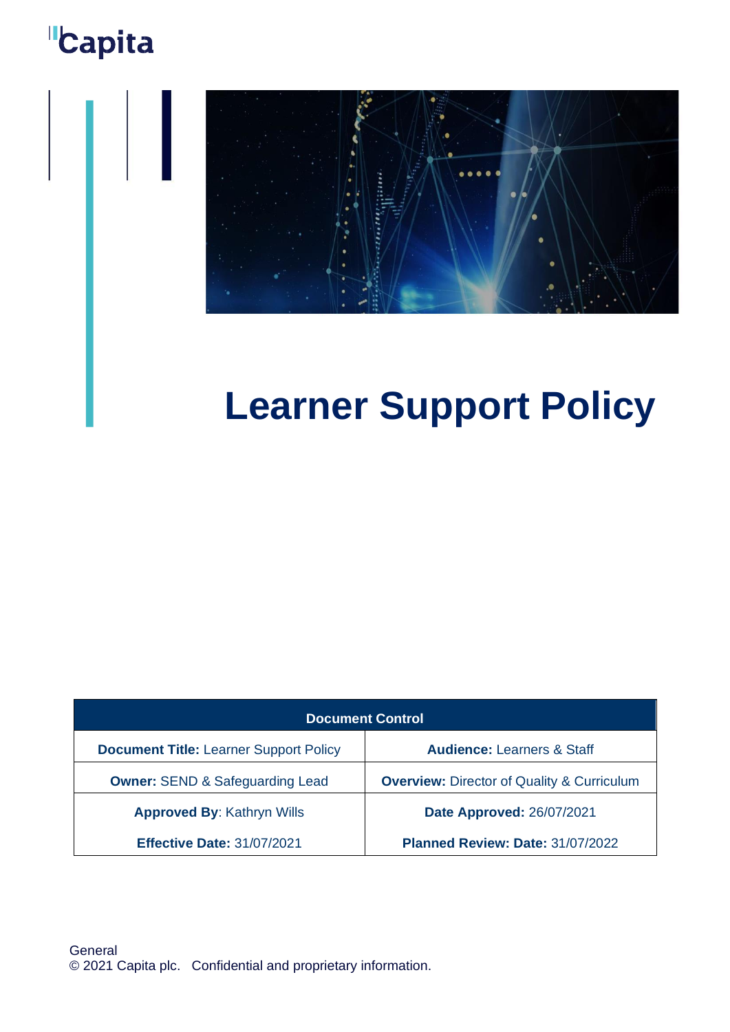Capita

# Learner Support Policy

| Document Control | |
|---|---|
| **Document Title:** Learner Support Policy | **Audience:** Learners & Staff |
| **Owner:** SEND & Safeguarding Lead | **Overview:** Director of Quality & Curriculum |
| **Approved By**: Kathryn Wills | **Date Approved:** 26/07/2021 |
| **Effective Date:** 31/07/2021 | **Planned Review: Date:** 31/07/2022 |

General
© 2021 Capita plc. Confidential and proprietary information.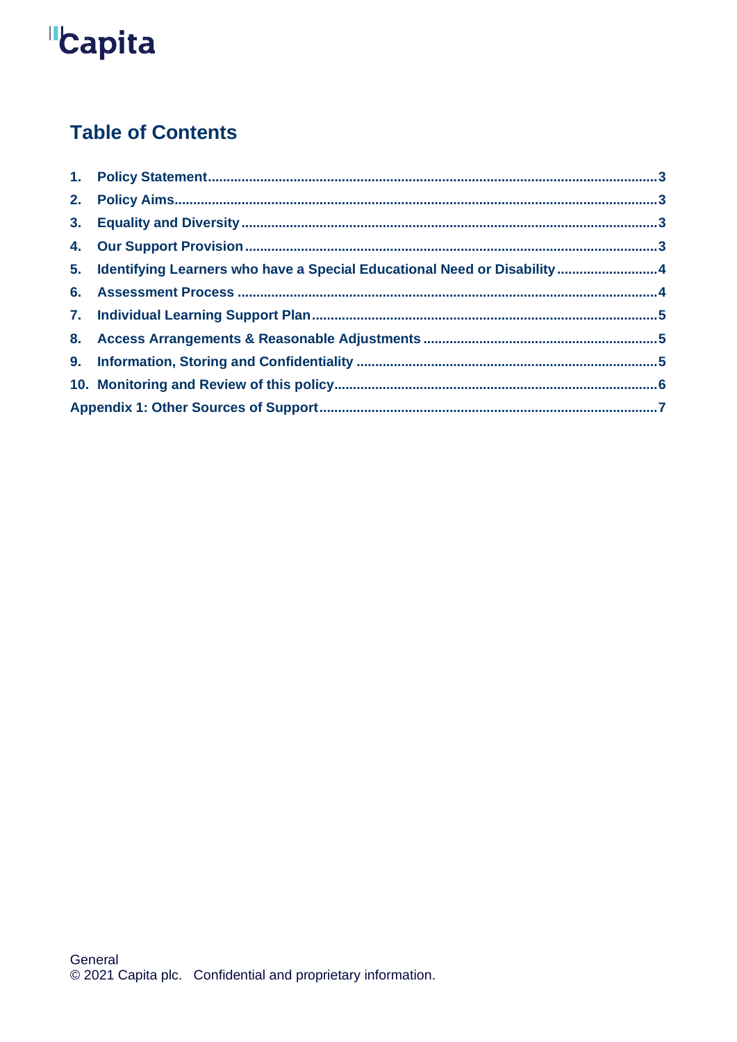## Table of Contents

1. Policy Statement ........ 3
2. Policy Aims ........ 3
3. Equality and Diversity ........ 3
4. Our Support Provision ........ 3
5. Identifying Learners who have a Special Educational Need or Disability ........ 4
6. Assessment Process ........ 4
7. Individual Learning Support Plan ........ 5
8. Access Arrangements & Reasonable Adjustments ........ 5
9. Information, Storing and Confidentiality ........ 5
10. Monitoring and Review of this policy ........ 6

Appendix 1: Other Sources of Support ........ 7

General
© 2021 Capita plc. Confidential and proprietary information.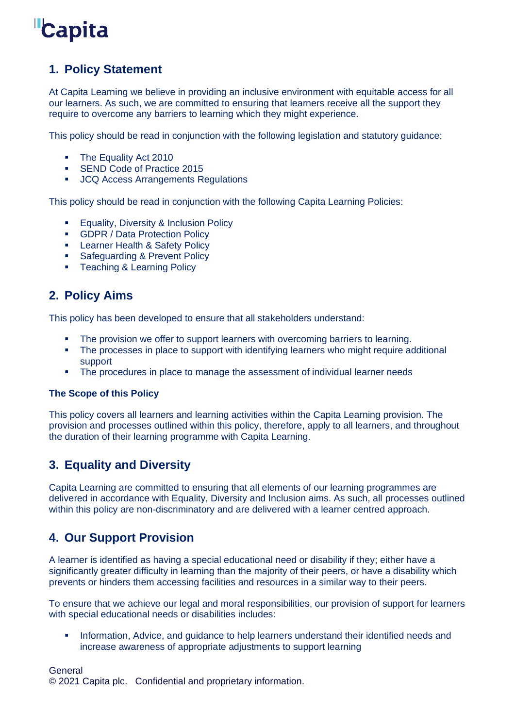## 1. Policy Statement

At Capita Learning we believe in providing an inclusive environment with equitable access for all our learners. As such, we are committed to ensuring that learners receive all the support they require to overcome any barriers to learning which they might experience.

This policy should be read in conjunction with the following legislation and statutory guidance:

- The Equality Act 2010
- SEND Code of Practice 2015
- JCQ Access Arrangements Regulations

This policy should be read in conjunction with the following Capita Learning Policies:

- Equality, Diversity & Inclusion Policy
- GDPR / Data Protection Policy
- Learner Health & Safety Policy
- Safeguarding & Prevent Policy
- Teaching & Learning Policy

## 2. Policy Aims

This policy has been developed to ensure that all stakeholders understand:

- The provision we offer to support learners with overcoming barriers to learning.
- The processes in place to support with identifying learners who might require additional support
- The procedures in place to manage the assessment of individual learner needs

**The Scope of this Policy**

This policy covers all learners and learning activities within the Capita Learning provision. The provision and processes outlined within this policy, therefore, apply to all learners, and throughout the duration of their learning programme with Capita Learning.

## 3. Equality and Diversity

Capita Learning are committed to ensuring that all elements of our learning programmes are delivered in accordance with Equality, Diversity and Inclusion aims. As such, all processes outlined within this policy are non-discriminatory and are delivered with a learner centred approach.

## 4. Our Support Provision

A learner is identified as having a special educational need or disability if they; either have a significantly greater difficulty in learning than the majority of their peers, or have a disability which prevents or hinders them accessing facilities and resources in a similar way to their peers.

To ensure that we achieve our legal and moral responsibilities, our provision of support for learners with special educational needs or disabilities includes:

- Information, Advice, and guidance to help learners understand their identified needs and increase awareness of appropriate adjustments to support learning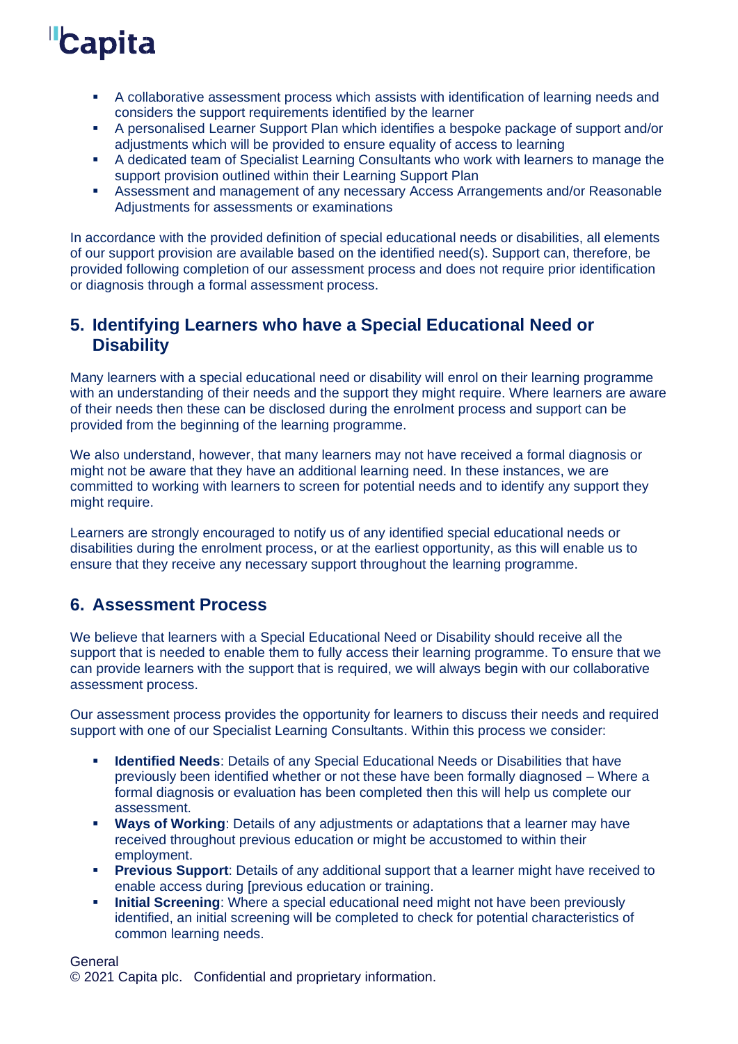- A collaborative assessment process which assists with identification of learning needs and considers the support requirements identified by the learner
- A personalised Learner Support Plan which identifies a bespoke package of support and/or adjustments which will be provided to ensure equality of access to learning
- A dedicated team of Specialist Learning Consultants who work with learners to manage the support provision outlined within their Learning Support Plan
- Assessment and management of any necessary Access Arrangements and/or Reasonable Adjustments for assessments or examinations

In accordance with the provided definition of special educational needs or disabilities, all elements of our support provision are available based on the identified need(s). Support can, therefore, be provided following completion of our assessment process and does not require prior identification or diagnosis through a formal assessment process.

## 5. Identifying Learners who have a Special Educational Need or Disability

Many learners with a special educational need or disability will enrol on their learning programme with an understanding of their needs and the support they might require. Where learners are aware of their needs then these can be disclosed during the enrolment process and support can be provided from the beginning of the learning programme.

We also understand, however, that many learners may not have received a formal diagnosis or might not be aware that they have an additional learning need. In these instances, we are committed to working with learners to screen for potential needs and to identify any support they might require.

Learners are strongly encouraged to notify us of any identified special educational needs or disabilities during the enrolment process, or at the earliest opportunity, as this will enable us to ensure that they receive any necessary support throughout the learning programme.

## 6. Assessment Process

We believe that learners with a Special Educational Need or Disability should receive all the support that is needed to enable them to fully access their learning programme. To ensure that we can provide learners with the support that is required, we will always begin with our collaborative assessment process.

Our assessment process provides the opportunity for learners to discuss their needs and required support with one of our Specialist Learning Consultants. Within this process we consider:

- **Identified Needs**: Details of any Special Educational Needs or Disabilities that have previously been identified whether or not these have been formally diagnosed – Where a formal diagnosis or evaluation has been completed then this will help us complete our assessment.
- **Ways of Working**: Details of any adjustments or adaptations that a learner may have received throughout previous education or might be accustomed to within their employment.
- **Previous Support**: Details of any additional support that a learner might have received to enable access during [previous education or training.
- **Initial Screening**: Where a special educational need might not have been previously identified, an initial screening will be completed to check for potential characteristics of common learning needs.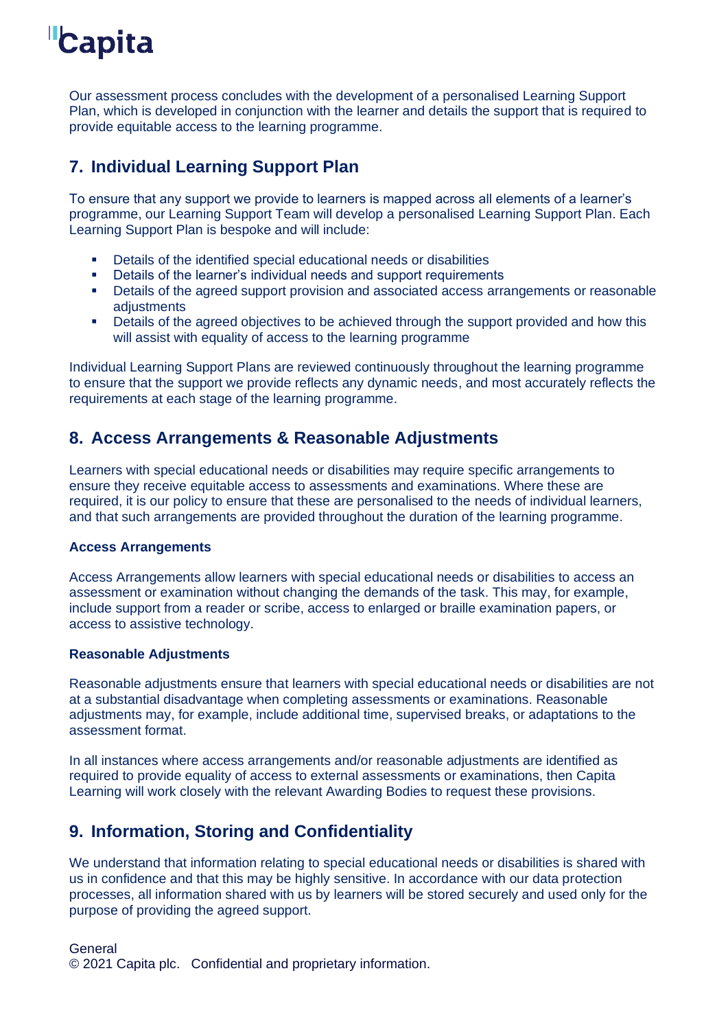Our assessment process concludes with the development of a personalised Learning Support Plan, which is developed in conjunction with the learner and details the support that is required to provide equitable access to the learning programme.

## 7. Individual Learning Support Plan

To ensure that any support we provide to learners is mapped across all elements of a learner's programme, our Learning Support Team will develop a personalised Learning Support Plan. Each Learning Support Plan is bespoke and will include:

- Details of the identified special educational needs or disabilities
- Details of the learner's individual needs and support requirements
- Details of the agreed support provision and associated access arrangements or reasonable adjustments
- Details of the agreed objectives to be achieved through the support provided and how this will assist with equality of access to the learning programme

Individual Learning Support Plans are reviewed continuously throughout the learning programme to ensure that the support we provide reflects any dynamic needs, and most accurately reflects the requirements at each stage of the learning programme.

## 8. Access Arrangements & Reasonable Adjustments

Learners with special educational needs or disabilities may require specific arrangements to ensure they receive equitable access to assessments and examinations. Where these are required, it is our policy to ensure that these are personalised to the needs of individual learners, and that such arrangements are provided throughout the duration of the learning programme.

### Access Arrangements

Access Arrangements allow learners with special educational needs or disabilities to access an assessment or examination without changing the demands of the task. This may, for example, include support from a reader or scribe, access to enlarged or braille examination papers, or access to assistive technology.

### Reasonable Adjustments

Reasonable adjustments ensure that learners with special educational needs or disabilities are not at a substantial disadvantage when completing assessments or examinations. Reasonable adjustments may, for example, include additional time, supervised breaks, or adaptations to the assessment format.

In all instances where access arrangements and/or reasonable adjustments are identified as required to provide equality of access to external assessments or examinations, then Capita Learning will work closely with the relevant Awarding Bodies to request these provisions.

## 9. Information, Storing and Confidentiality

We understand that information relating to special educational needs or disabilities is shared with us in confidence and that this may be highly sensitive. In accordance with our data protection processes, all information shared with us by learners will be stored securely and used only for the purpose of providing the agreed support.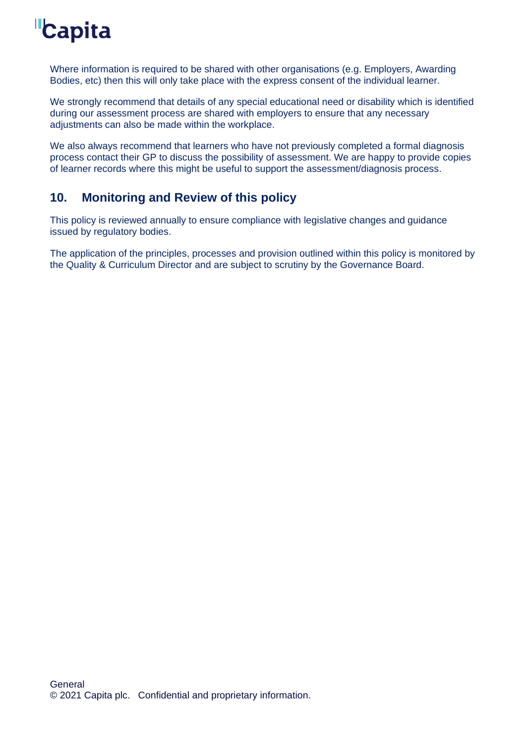Where information is required to be shared with other organisations (e.g. Employers, Awarding Bodies, etc) then this will only take place with the express consent of the individual learner.

We strongly recommend that details of any special educational need or disability which is identified during our assessment process are shared with employers to ensure that any necessary adjustments can also be made within the workplace.

We also always recommend that learners who have not previously completed a formal diagnosis process contact their GP to discuss the possibility of assessment. We are happy to provide copies of learner records where this might be useful to support the assessment/diagnosis process.

## 10. Monitoring and Review of this policy

This policy is reviewed annually to ensure compliance with legislative changes and guidance issued by regulatory bodies.

The application of the principles, processes and provision outlined within this policy is monitored by the Quality & Curriculum Director and are subject to scrutiny by the Governance Board.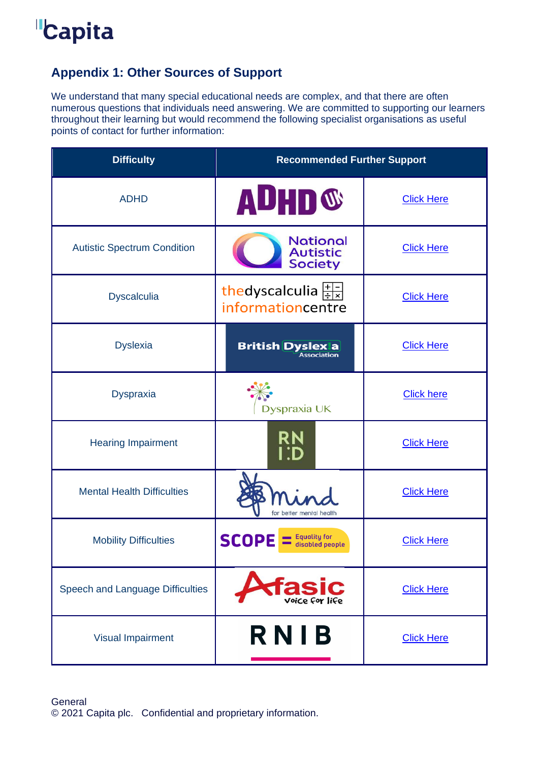## Appendix 1: Other Sources of Support

We understand that many special educational needs are complex, and that there are often numerous questions that individuals need answering. We are committed to supporting our learners throughout their learning but would recommend the following specialist organisations as useful points of contact for further information:

| Difficulty | Recommended Further Support | |
|---|---|---|
| ADHD | ADHD UK | Click Here |
| Autistic Spectrum Condition | National Autistic Society | Click Here |
| Dyscalculia | thedyscalculia informationcentre | Click Here |
| Dyslexia | British Dyslexia Association | Click Here |
| Dyspraxia | Dyspraxia UK | Click here |
| Hearing Impairment | RN I:D | Click Here |
| Mental Health Difficulties | mind for better mental health | Click Here |
| Mobility Difficulties | SCOPE Equality for disabled people | Click Here |
| Speech and Language Difficulties | Afasic voice for life | Click Here |
| Visual Impairment | RNIB | Click Here |

General
© 2021 Capita plc. Confidential and proprietary information.